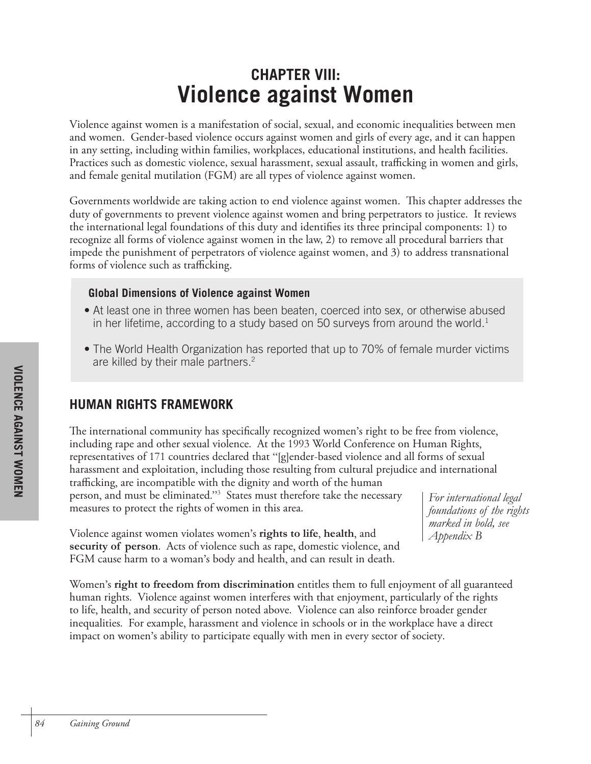# CHAPTER VIII: Violence against Women

Violence against women is a manifestation of social, sexual, and economic inequalities between men and women. Gender-based violence occurs against women and girls of every age, and it can happen in any setting, including within families, workplaces, educational institutions, and health facilities. Practices such as domestic violence, sexual harassment, sexual assault, trafficking in women and girls, and female genital mutilation (FGM) are all types of violence against women.

Governments worldwide are taking action to end violence against women. This chapter addresses the duty of governments to prevent violence against women and bring perpetrators to justice. It reviews the international legal foundations of this duty and identifies its three principal components: 1) to recognize all forms of violence against women in the law, 2) to remove all procedural barriers that impede the punishment of perpetrators of violence against women, and 3) to address transnational forms of violence such as trafficking.

> **Global Dimensions of Violence against Women**
>
> - At least one in three women has been beaten, coerced into sex, or otherwise abused in her lifetime, according to a study based on 50 surveys from around the world.[1]
> - The World Health Organization has reported that up to 70% of female murder victims are killed by their male partners.[2]

## HUMAN RIGHTS FRAMEWORK

The international community has specifically recognized women's right to be free from violence, including rape and other sexual violence. At the 1993 World Conference on Human Rights, representatives of 171 countries declared that "[g]ender-based violence and all forms of sexual harassment and exploitation, including those resulting from cultural prejudice and international trafficking, are incompatible with the dignity and worth of the human person, and must be eliminated."[3] States must therefore take the necessary measures to protect the rights of women in this area.

*For international legal foundations of the rights marked in bold, see Appendix B*

Violence against women violates women's **rights to life**, **health**, and **security of person**. Acts of violence such as rape, domestic violence, and FGM cause harm to a woman's body and health, and can result in death.

Women's **right to freedom from discrimination** entitles them to full enjoyment of all guaranteed human rights. Violence against women interferes with that enjoyment, particularly of the rights to life, health, and security of person noted above. Violence can also reinforce broader gender inequalities. For example, harassment and violence in schools or in the workplace have a direct impact on women's ability to participate equally with men in every sector of society.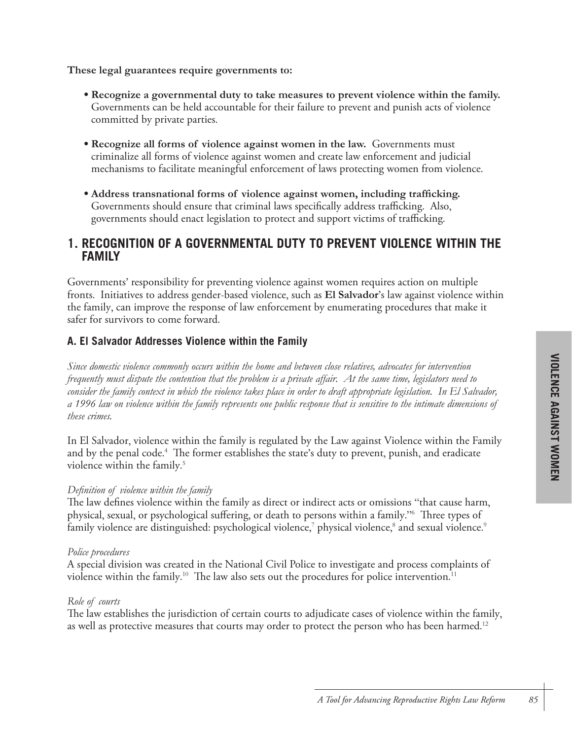**These legal guarantees require governments to:**

- **Recognize a governmental duty to take measures to prevent violence within the family.** Governments can be held accountable for their failure to prevent and punish acts of violence committed by private parties.
- **Recognize all forms of violence against women in the law.** Governments must criminalize all forms of violence against women and create law enforcement and judicial mechanisms to facilitate meaningful enforcement of laws protecting women from violence.
- **Address transnational forms of violence against women, including trafficking.** Governments should ensure that criminal laws specifically address trafficking. Also, governments should enact legislation to protect and support victims of trafficking.

## 1. RECOGNITION OF A GOVERNMENTAL DUTY TO PREVENT VIOLENCE WITHIN THE FAMILY

Governments' responsibility for preventing violence against women requires action on multiple fronts. Initiatives to address gender-based violence, such as **El Salvador**'s law against violence within the family, can improve the response of law enforcement by enumerating procedures that make it safer for survivors to come forward.

### A. El Salvador Addresses Violence within the Family

*Since domestic violence commonly occurs within the home and between close relatives, advocates for intervention frequently must dispute the contention that the problem is a private affair. At the same time, legislators need to consider the family context in which the violence takes place in order to draft appropriate legislation. In El Salvador, a 1996 law on violence within the family represents one public response that is sensitive to the intimate dimensions of these crimes.*

In El Salvador, violence within the family is regulated by the Law against Violence within the Family and by the penal code.[4] The former establishes the state's duty to prevent, punish, and eradicate violence within the family.[5]

*Definition of violence within the family*

The law defines violence within the family as direct or indirect acts or omissions "that cause harm, physical, sexual, or psychological suffering, or death to persons within a family."[6] Three types of family violence are distinguished: psychological violence,[7] physical violence,[8] and sexual violence.[9]

*Police procedures*

A special division was created in the National Civil Police to investigate and process complaints of violence within the family.[10] The law also sets out the procedures for police intervention.[11]

*Role of courts*

The law establishes the jurisdiction of certain courts to adjudicate cases of violence within the family, as well as protective measures that courts may order to protect the person who has been harmed.[12]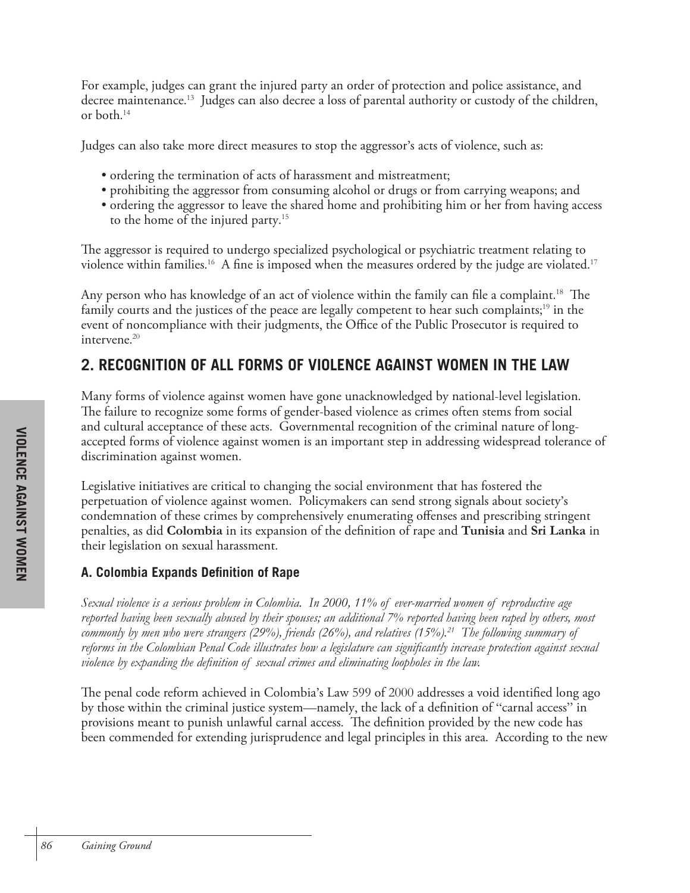For example, judges can grant the injured party an order of protection and police assistance, and decree maintenance.[13] Judges can also decree a loss of parental authority or custody of the children, or both.[14]

Judges can also take more direct measures to stop the aggressor's acts of violence, such as:

- ordering the termination of acts of harassment and mistreatment;
- prohibiting the aggressor from consuming alcohol or drugs or from carrying weapons; and
- ordering the aggressor to leave the shared home and prohibiting him or her from having access to the home of the injured party.[15]

The aggressor is required to undergo specialized psychological or psychiatric treatment relating to violence within families.[16] A fine is imposed when the measures ordered by the judge are violated.[17]

Any person who has knowledge of an act of violence within the family can file a complaint.[18] The family courts and the justices of the peace are legally competent to hear such complaints;[19] in the event of noncompliance with their judgments, the Office of the Public Prosecutor is required to intervene.[20]

## 2. RECOGNITION OF ALL FORMS OF VIOLENCE AGAINST WOMEN IN THE LAW

Many forms of violence against women have gone unacknowledged by national-level legislation. The failure to recognize some forms of gender-based violence as crimes often stems from social and cultural acceptance of these acts. Governmental recognition of the criminal nature of long-accepted forms of violence against women is an important step in addressing widespread tolerance of discrimination against women.

Legislative initiatives are critical to changing the social environment that has fostered the perpetuation of violence against women. Policymakers can send strong signals about society's condemnation of these crimes by comprehensively enumerating offenses and prescribing stringent penalties, as did **Colombia** in its expansion of the definition of rape and **Tunisia** and **Sri Lanka** in their legislation on sexual harassment.

### A. Colombia Expands Definition of Rape

*Sexual violence is a serious problem in Colombia. In 2000, 11% of ever-married women of reproductive age reported having been sexually abused by their spouses; an additional 7% reported having been raped by others, most commonly by men who were strangers (29%), friends (26%), and relatives (15%).[21] The following summary of reforms in the Colombian Penal Code illustrates how a legislature can significantly increase protection against sexual violence by expanding the definition of sexual crimes and eliminating loopholes in the law.*

The penal code reform achieved in Colombia's Law 599 of 2000 addresses a void identified long ago by those within the criminal justice system—namely, the lack of a definition of "carnal access" in provisions meant to punish unlawful carnal access. The definition provided by the new code has been commended for extending jurisprudence and legal principles in this area. According to the new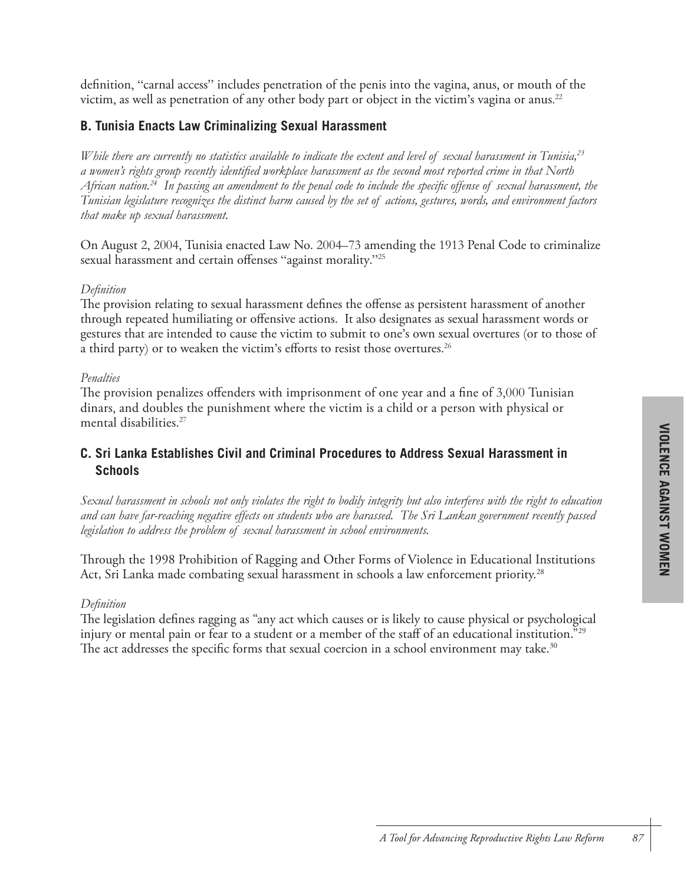definition, "carnal access" includes penetration of the penis into the vagina, anus, or mouth of the victim, as well as penetration of any other body part or object in the victim's vagina or anus.[22]

### B. Tunisia Enacts Law Criminalizing Sexual Harassment

*While there are currently no statistics available to indicate the extent and level of sexual harassment in Tunisia,[23] a women's rights group recently identified workplace harassment as the second most reported crime in that North African nation.[24] In passing an amendment to the penal code to include the specific offense of sexual harassment, the Tunisian legislature recognizes the distinct harm caused by the set of actions, gestures, words, and environment factors that make up sexual harassment.*

On August 2, 2004, Tunisia enacted Law No. 2004–73 amending the 1913 Penal Code to criminalize sexual harassment and certain offenses "against morality."[25]

*Definition*

The provision relating to sexual harassment defines the offense as persistent harassment of another through repeated humiliating or offensive actions. It also designates as sexual harassment words or gestures that are intended to cause the victim to submit to one's own sexual overtures (or to those of a third party) or to weaken the victim's efforts to resist those overtures.[26]

*Penalties*

The provision penalizes offenders with imprisonment of one year and a fine of 3,000 Tunisian dinars, and doubles the punishment where the victim is a child or a person with physical or mental disabilities.[27]

### C. Sri Lanka Establishes Civil and Criminal Procedures to Address Sexual Harassment in Schools

*Sexual harassment in schools not only violates the right to bodily integrity but also interferes with the right to education and can have far-reaching negative effects on students who are harassed. The Sri Lankan government recently passed legislation to address the problem of sexual harassment in school environments.*

Through the 1998 Prohibition of Ragging and Other Forms of Violence in Educational Institutions Act, Sri Lanka made combating sexual harassment in schools a law enforcement priority.[28]

*Definition*

The legislation defines ragging as "any act which causes or is likely to cause physical or psychological injury or mental pain or fear to a student or a member of the staff of an educational institution."[29] The act addresses the specific forms that sexual coercion in a school environment may take.[30]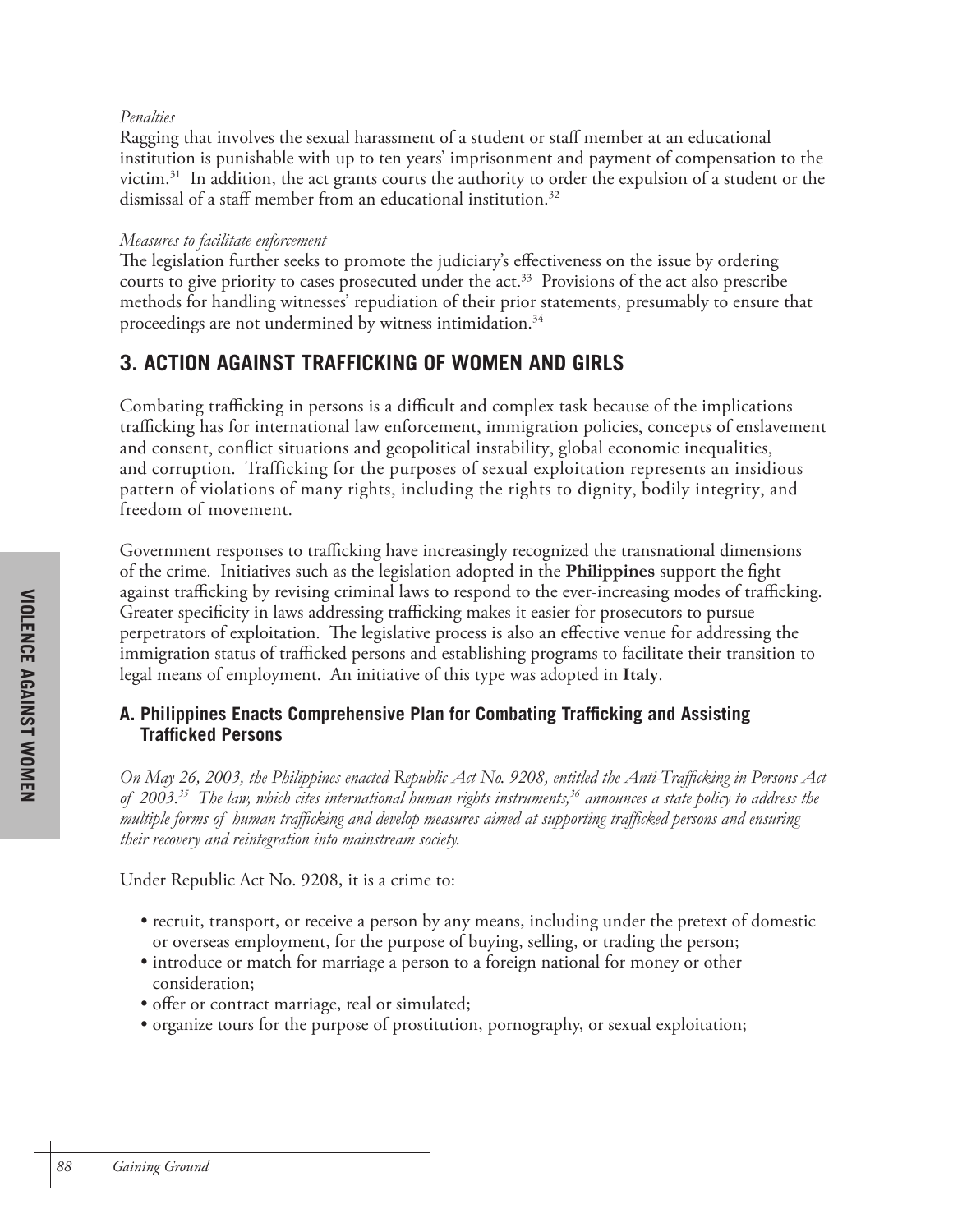*Penalties*

Ragging that involves the sexual harassment of a student or staff member at an educational institution is punishable with up to ten years' imprisonment and payment of compensation to the victim.[31] In addition, the act grants courts the authority to order the expulsion of a student or the dismissal of a staff member from an educational institution.[32]

*Measures to facilitate enforcement*

The legislation further seeks to promote the judiciary's effectiveness on the issue by ordering courts to give priority to cases prosecuted under the act.[33] Provisions of the act also prescribe methods for handling witnesses' repudiation of their prior statements, presumably to ensure that proceedings are not undermined by witness intimidation.[34]

## 3. ACTION AGAINST TRAFFICKING OF WOMEN AND GIRLS

Combating trafficking in persons is a difficult and complex task because of the implications trafficking has for international law enforcement, immigration policies, concepts of enslavement and consent, conflict situations and geopolitical instability, global economic inequalities, and corruption. Trafficking for the purposes of sexual exploitation represents an insidious pattern of violations of many rights, including the rights to dignity, bodily integrity, and freedom of movement.

Government responses to trafficking have increasingly recognized the transnational dimensions of the crime. Initiatives such as the legislation adopted in the **Philippines** support the fight against trafficking by revising criminal laws to respond to the ever-increasing modes of trafficking. Greater specificity in laws addressing trafficking makes it easier for prosecutors to pursue perpetrators of exploitation. The legislative process is also an effective venue for addressing the immigration status of trafficked persons and establishing programs to facilitate their transition to legal means of employment. An initiative of this type was adopted in **Italy**.

### A. Philippines Enacts Comprehensive Plan for Combating Trafficking and Assisting Trafficked Persons

*On May 26, 2003, the Philippines enacted Republic Act No. 9208, entitled the Anti-Trafficking in Persons Act of 2003.[35] The law, which cites international human rights instruments,[36] announces a state policy to address the multiple forms of human trafficking and develop measures aimed at supporting trafficked persons and ensuring their recovery and reintegration into mainstream society.*

Under Republic Act No. 9208, it is a crime to:

- recruit, transport, or receive a person by any means, including under the pretext of domestic or overseas employment, for the purpose of buying, selling, or trading the person;
- introduce or match for marriage a person to a foreign national for money or other consideration;
- offer or contract marriage, real or simulated;
- organize tours for the purpose of prostitution, pornography, or sexual exploitation;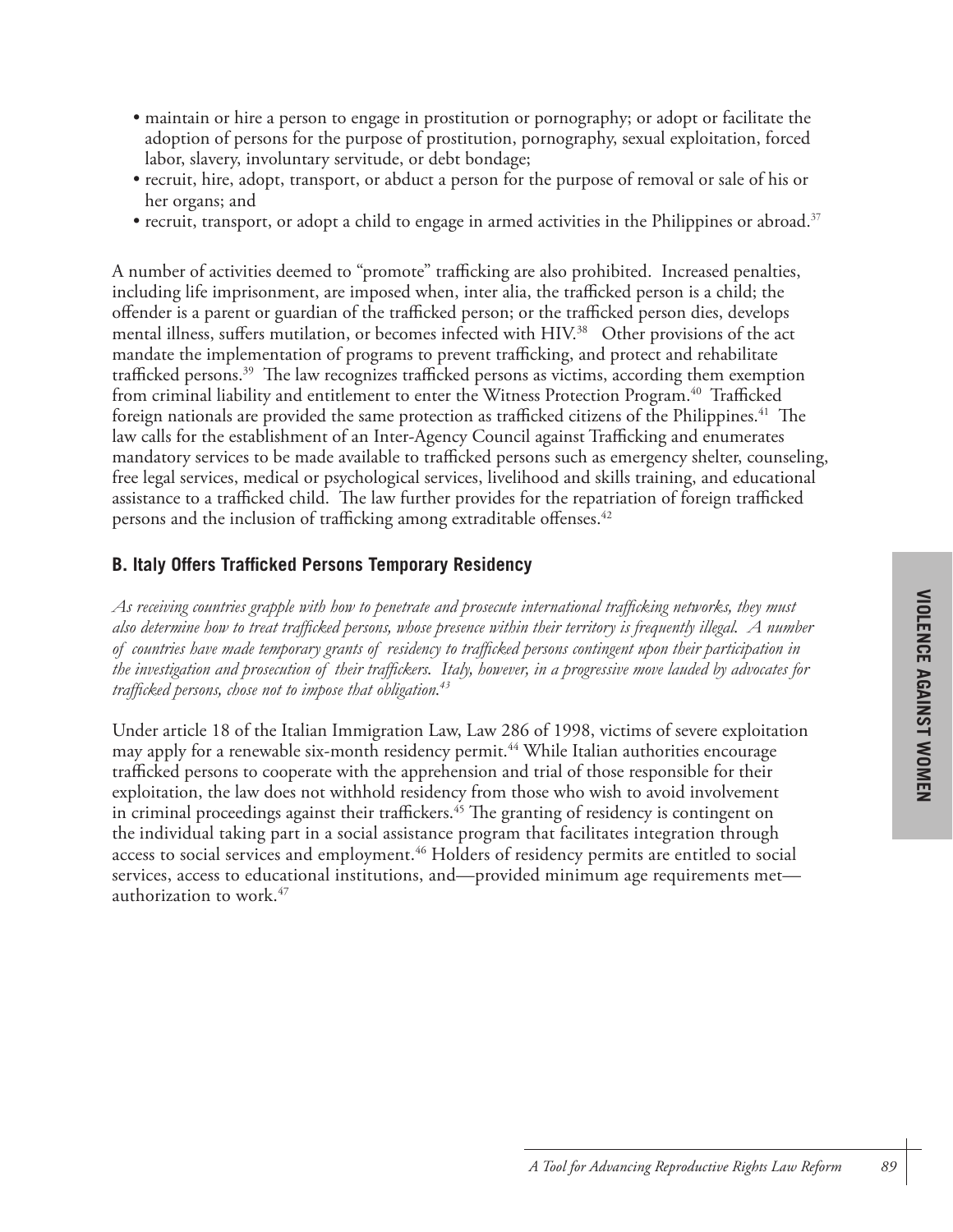- maintain or hire a person to engage in prostitution or pornography; or adopt or facilitate the adoption of persons for the purpose of prostitution, pornography, sexual exploitation, forced labor, slavery, involuntary servitude, or debt bondage;
- recruit, hire, adopt, transport, or abduct a person for the purpose of removal or sale of his or her organs; and
- recruit, transport, or adopt a child to engage in armed activities in the Philippines or abroad.[37]

A number of activities deemed to "promote" trafficking are also prohibited. Increased penalties, including life imprisonment, are imposed when, inter alia, the trafficked person is a child; the offender is a parent or guardian of the trafficked person; or the trafficked person dies, develops mental illness, suffers mutilation, or becomes infected with HIV.[38] Other provisions of the act mandate the implementation of programs to prevent trafficking, and protect and rehabilitate trafficked persons.[39] The law recognizes trafficked persons as victims, according them exemption from criminal liability and entitlement to enter the Witness Protection Program.[40] Trafficked foreign nationals are provided the same protection as trafficked citizens of the Philippines.[41] The law calls for the establishment of an Inter-Agency Council against Trafficking and enumerates mandatory services to be made available to trafficked persons such as emergency shelter, counseling, free legal services, medical or psychological services, livelihood and skills training, and educational assistance to a trafficked child. The law further provides for the repatriation of foreign trafficked persons and the inclusion of trafficking among extraditable offenses.[42]

### B. Italy Offers Trafficked Persons Temporary Residency

*As receiving countries grapple with how to penetrate and prosecute international trafficking networks, they must also determine how to treat trafficked persons, whose presence within their territory is frequently illegal. A number of countries have made temporary grants of residency to trafficked persons contingent upon their participation in the investigation and prosecution of their traffickers. Italy, however, in a progressive move lauded by advocates for trafficked persons, chose not to impose that obligation.[43]*

Under article 18 of the Italian Immigration Law, Law 286 of 1998, victims of severe exploitation may apply for a renewable six-month residency permit.[44] While Italian authorities encourage trafficked persons to cooperate with the apprehension and trial of those responsible for their exploitation, the law does not withhold residency from those who wish to avoid involvement in criminal proceedings against their traffickers.[45] The granting of residency is contingent on the individual taking part in a social assistance program that facilitates integration through access to social services and employment.[46] Holders of residency permits are entitled to social services, access to educational institutions, and—provided minimum age requirements met—authorization to work.[47]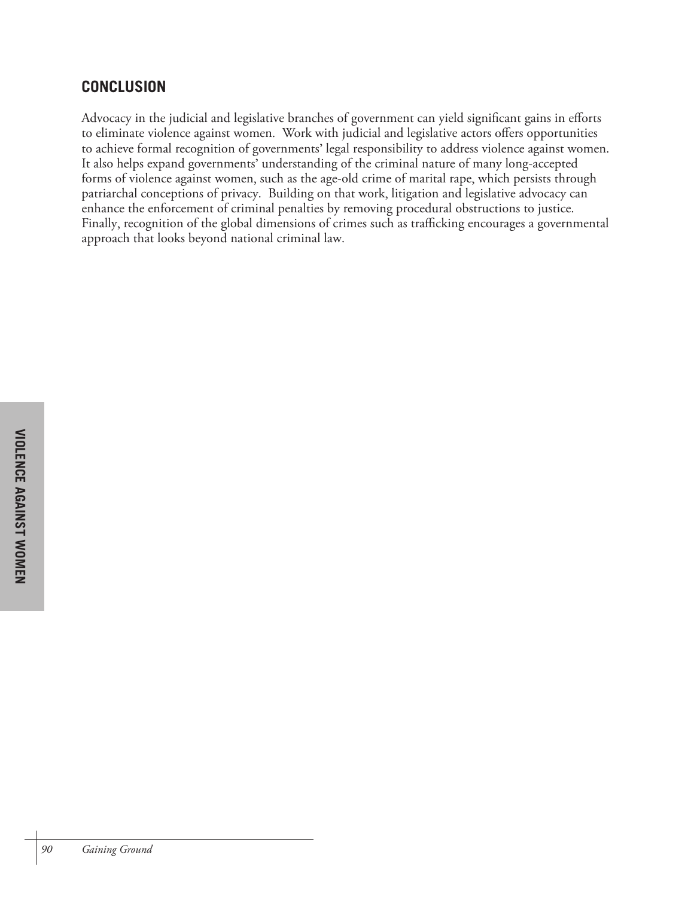## CONCLUSION

Advocacy in the judicial and legislative branches of government can yield significant gains in efforts to eliminate violence against women. Work with judicial and legislative actors offers opportunities to achieve formal recognition of governments' legal responsibility to address violence against women. It also helps expand governments' understanding of the criminal nature of many long-accepted forms of violence against women, such as the age-old crime of marital rape, which persists through patriarchal conceptions of privacy. Building on that work, litigation and legislative advocacy can enhance the enforcement of criminal penalties by removing procedural obstructions to justice. Finally, recognition of the global dimensions of crimes such as trafficking encourages a governmental approach that looks beyond national criminal law.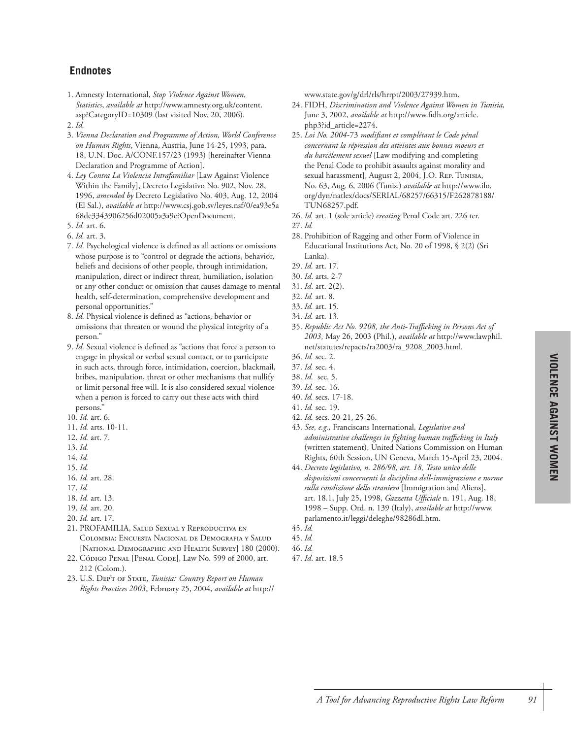## Endnotes

1. Amnesty International, *Stop Violence Against Women*, *Statistics*, *available at* http://www.amnesty.org.uk/content.asp?CategoryID=10309 (last visited Nov. 20, 2006).
2. *Id.*
3. *Vienna Declaration and Programme of Action, World Conference on Human Rights*, Vienna, Austria, June 14-25, 1993, para. 18, U.N. Doc. A/CONF.157/23 (1993) [hereinafter Vienna Declaration and Programme of Action].
4. *Ley Contra La Violencia Intrafamiliar* [Law Against Violence Within the Family], Decreto Legislativo No. 902, Nov. 28, 1996, *amended by* Decreto Legislativo No. 403, Aug. 12, 2004 (El Sal.), *available at* http://www.csj.gob.sv/leyes.nsf/0/ea93e5a68de3343906256d02005a3a9e?OpenDocument.
5. *Id.* art. 6.
6. *Id.* art. 3.
7. *Id.* Psychological violence is defined as all actions or omissions whose purpose is to "control or degrade the actions, behavior, beliefs and decisions of other people, through intimidation, manipulation, direct or indirect threat, humiliation, isolation or any other conduct or omission that causes damage to mental health, self-determination, comprehensive development and personal opportunities."
8. *Id.* Physical violence is defined as "actions, behavior or omissions that threaten or wound the physical integrity of a person."
9. *Id.* Sexual violence is defined as "actions that force a person to engage in physical or verbal sexual contact, or to participate in such acts, through force, intimidation, coercion, blackmail, bribes, manipulation, threat or other mechanisms that nullify or limit personal free will. It is also considered sexual violence when a person is forced to carry out these acts with third persons."
10. *Id.* art. 6.
11. *Id.* arts. 10-11.
12. *Id.* art. 7.
13. *Id.*
14. *Id.*
15. *Id.*
16. *Id.* art. 28.
17. *Id.*
18. *Id.* art. 13.
19. *Id.* art. 20.
20. *Id.* art. 17.
21. PROFAMILIA, Salud Sexual y Reproductiva en Colombia: Encuesta Nacional de Demografia y Salud [National Demographic and Health Survey] 180 (2000).
22. Código Penal [Penal Code], Law No. 599 of 2000, art. 212 (Colom.).
23. U.S. Dep't of State, *Tunisia: Country Report on Human Rights Practices 2003*, February 25, 2004, *available at* http://www.state.gov/g/drl/rls/hrrpt/2003/27939.htm.
24. FIDH, *Discrimination and Violence Against Women in Tunisia,* June 3, 2002, *available at* http://www.fidh.org/article.php3?id_article=2274.
25. *Loi No. 2004-73 modifiant et complétant le Code pénal concernant la répression des atteintes aux bonnes moeurs et du harcèlement sexuel* [Law modifying and completing the Penal Code to prohibit assaults against morality and sexual harassment], August 2, 2004, J.O. Rep. Tunisia, No. 63, Aug. 6, 2006 (Tunis.) *available at* http://www.ilo.org/dyn/natlex/docs/SERIAL/68257/66315/F262878188/TUN68257.pdf.
26. *Id.* art. 1 (sole article) *creating* Penal Code art. 226 ter.
27. *Id.*
28. Prohibition of Ragging and other Form of Violence in Educational Institutions Act, No. 20 of 1998, § 2(2) (Sri Lanka).
29. *Id.* art. 17.
30. *Id*. arts. 2-7
31. *Id*. art. 2(2).
32. *Id.* art. 8.
33. *Id.* art. 15.
34. *Id.* art. 13.
35. *Republic Act No. 9208, the Anti-Trafficking in Persons Act of 2003,* May 26, 2003 (Phil.), *available at* http://www.lawphil.net/statutes/repacts/ra2003/ra_9208_2003.html.
36. *Id.* sec. 2.
37. *Id.* sec. 4.
38. *Id.* sec. 5.
39. *Id.* sec. 16.
40. *Id.* secs. 17-18.
41. *Id.* sec. 19.
42. *Id.* secs. 20-21, 25-26.
43. *See, e.g.,* Franciscans International*, Legislative and administrative challenges in fighting human trafficking in Italy* (written statement), United Nations Commission on Human Rights, 60th Session, UN Geneva, March 15-April 23, 2004.
44. *Decreto legislativo, n. 286/98, art. 18, Testo unico delle disposizioni concernenti la disciplina dell-immigrazione e norme sulla condizione dello straniero* [Immigration and Aliens], art. 18.1, July 25, 1998, *Gazzetta Ufficiale* n. 191, Aug. 18, 1998 – Supp. Ord. n. 139 (Italy), *available at* http://www.parlamento.it/leggi/deleghe/98286dl.htm.
45. *Id.*
45. *Id.*
46. *Id.*
47. *Id*. art. 18.5